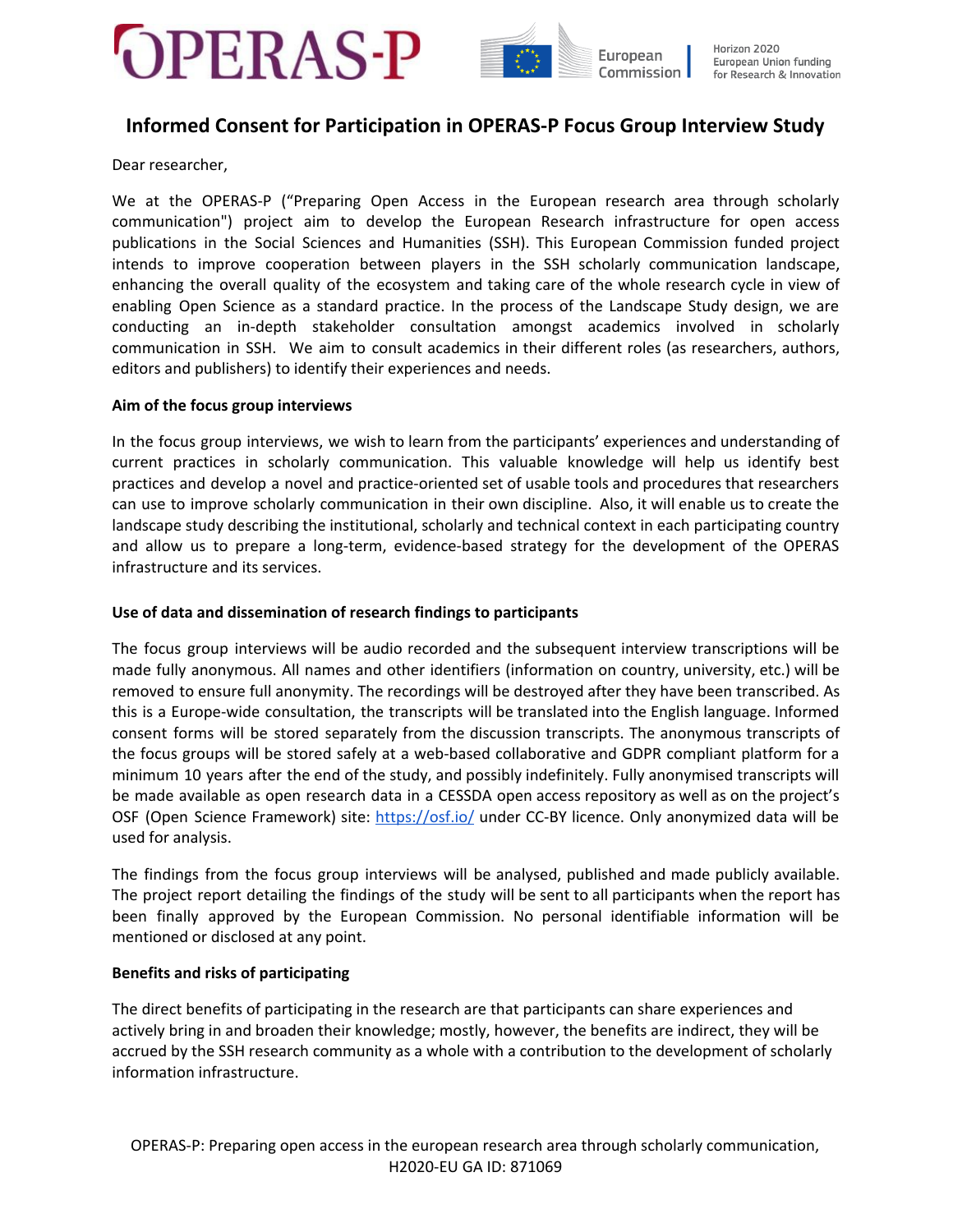# Informed Consent for Participation in OPERAS-P Focus Group Interview Study

Dear researcher,

We at the OPERAS-P ("Preparing Open Access in the European research area through scholarly communication") project aim to develop the European Research infrastructure for open access publications in the Social Sciences and Humanities (SSH). This European Commission funded project intends to improve cooperation between players in the SSH scholarly communication landscape, enhancing the overall quality of the ecosystem and taking care of the whole research cycle in view of enabling Open Science as a standard practice. In the process of the Landscape Study design, we are conducting an in-depth stakeholder consultation amongst academics involved in scholarly communication in SSH. We aim to consult academics in their different roles (as researchers, authors, editors and publishers) to identify their experiences and needs.

**Aim of the focus group interviews**

In the focus group interviews, we wish to learn from the participants' experiences and understanding of current practices in scholarly communication. This valuable knowledge will help us identify best practices and develop a novel and practice-oriented set of usable tools and procedures that researchers can use to improve scholarly communication in their own discipline. Also, it will enable us to create the landscape study describing the institutional, scholarly and technical context in each participating country and allow us to prepare a long-term, evidence-based strategy for the development of the OPERAS infrastructure and its services.

**Use of data and dissemination of research findings to participants**

The focus group interviews will be audio recorded and the subsequent interview transcriptions will be made fully anonymous. All names and other identifiers (information on country, university, etc.) will be removed to ensure full anonymity. The recordings will be destroyed after they have been transcribed. As this is a Europe-wide consultation, the transcripts will be translated into the English language. Informed consent forms will be stored separately from the discussion transcripts. The anonymous transcripts of the focus groups will be stored safely at a web-based collaborative and GDPR compliant platform for a minimum 10 years after the end of the study, and possibly indefinitely. Fully anonymised transcripts will be made available as open research data in a CESSDA open access repository as well as on the project's OSF (Open Science Framework) site: [https://osf.io/](https://osf.io/) under CC-BY licence. Only anonymized data will be used for analysis.

The findings from the focus group interviews will be analysed, published and made publicly available. The project report detailing the findings of the study will be sent to all participants when the report has been finally approved by the European Commission. No personal identifiable information will be mentioned or disclosed at any point.

**Benefits and risks of participating**

The direct benefits of participating in the research are that participants can share experiences and actively bring in and broaden their knowledge; mostly, however, the benefits are indirect, they will be accrued by the SSH research community as a whole with a contribution to the development of scholarly information infrastructure.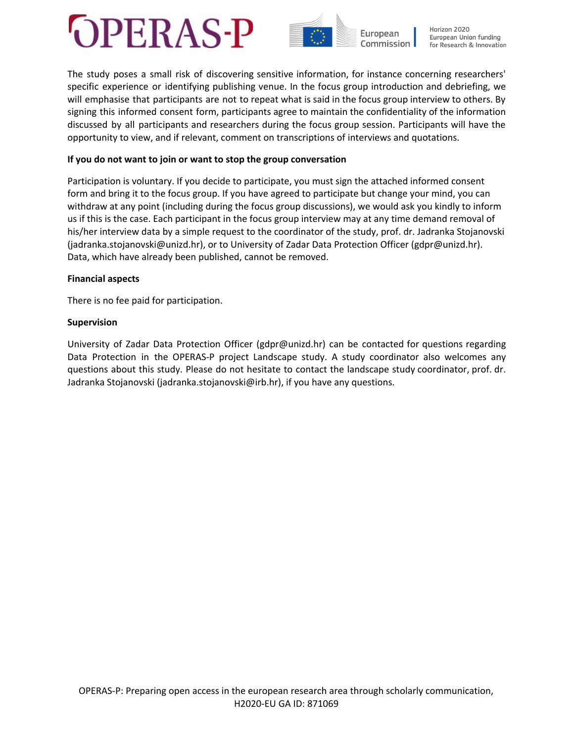The study poses a small risk of discovering sensitive information, for instance concerning researchers' specific experience or identifying publishing venue. In the focus group introduction and debriefing, we will emphasise that participants are not to repeat what is said in the focus group interview to others. By signing this informed consent form, participants agree to maintain the confidentiality of the information discussed by all participants and researchers during the focus group session. Participants will have the opportunity to view, and if relevant, comment on transcriptions of interviews and quotations.

**If you do not want to join or want to stop the group conversation**

Participation is voluntary. If you decide to participate, you must sign the attached informed consent form and bring it to the focus group. If you have agreed to participate but change your mind, you can withdraw at any point (including during the focus group discussions), we would ask you kindly to inform us if this is the case. Each participant in the focus group interview may at any time demand removal of his/her interview data by a simple request to the coordinator of the study, prof. dr. Jadranka Stojanovski (jadranka.stojanovski@unizd.hr), or to University of Zadar Data Protection Officer (gdpr@unizd.hr). Data, which have already been published, cannot be removed.

**Financial aspects**

There is no fee paid for participation.

**Supervision**

University of Zadar Data Protection Officer (gdpr@unizd.hr) can be contacted for questions regarding Data Protection in the OPERAS-P project Landscape study. A study coordinator also welcomes any questions about this study. Please do not hesitate to contact the landscape study coordinator, prof. dr. Jadranka Stojanovski (jadranka.stojanovski@irb.hr), if you have any questions.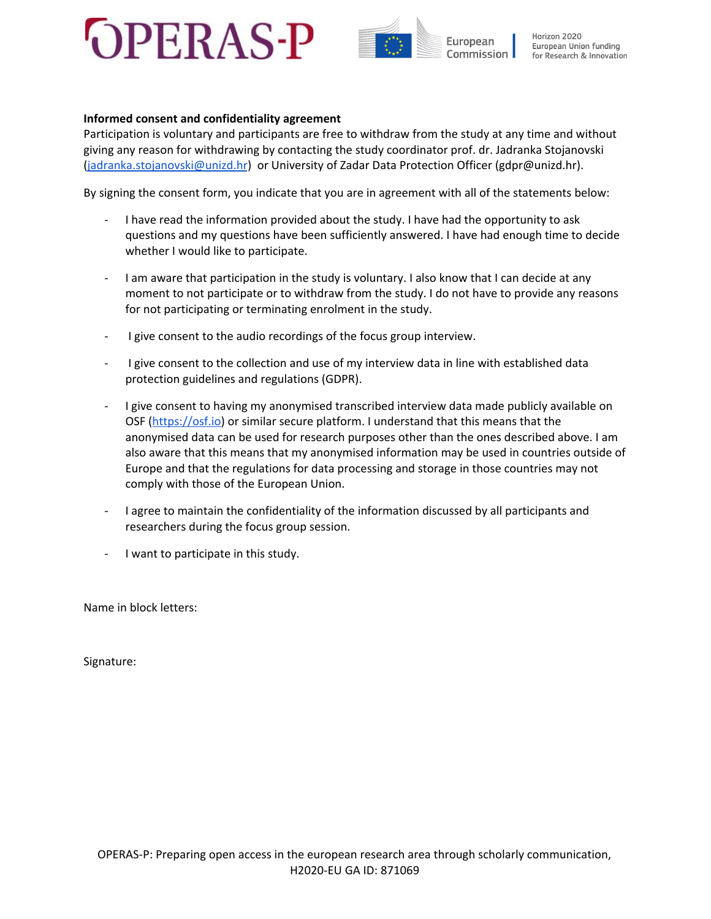**Informed consent and confidentiality agreement**

Participation is voluntary and participants are free to withdraw from the study at any time and without giving any reason for withdrawing by contacting the study coordinator prof. dr. Jadranka Stojanovski (jadranka.stojanovski@unizd.hr) or University of Zadar Data Protection Officer (gdpr@unizd.hr).

By signing the consent form, you indicate that you are in agreement with all of the statements below:

- I have read the information provided about the study. I have had the opportunity to ask questions and my questions have been sufficiently answered. I have had enough time to decide whether I would like to participate.
- I am aware that participation in the study is voluntary. I also know that I can decide at any moment to not participate or to withdraw from the study. I do not have to provide any reasons for not participating or terminating enrolment in the study.
- I give consent to the audio recordings of the focus group interview.
- I give consent to the collection and use of my interview data in line with established data protection guidelines and regulations (GDPR).
- I give consent to having my anonymised transcribed interview data made publicly available on OSF (https://osf.io) or similar secure platform. I understand that this means that the anonymised data can be used for research purposes other than the ones described above. I am also aware that this means that my anonymised information may be used in countries outside of Europe and that the regulations for data processing and storage in those countries may not comply with those of the European Union.
- I agree to maintain the confidentiality of the information discussed by all participants and researchers during the focus group session.
- I want to participate in this study.

Name in block letters:

Signature: